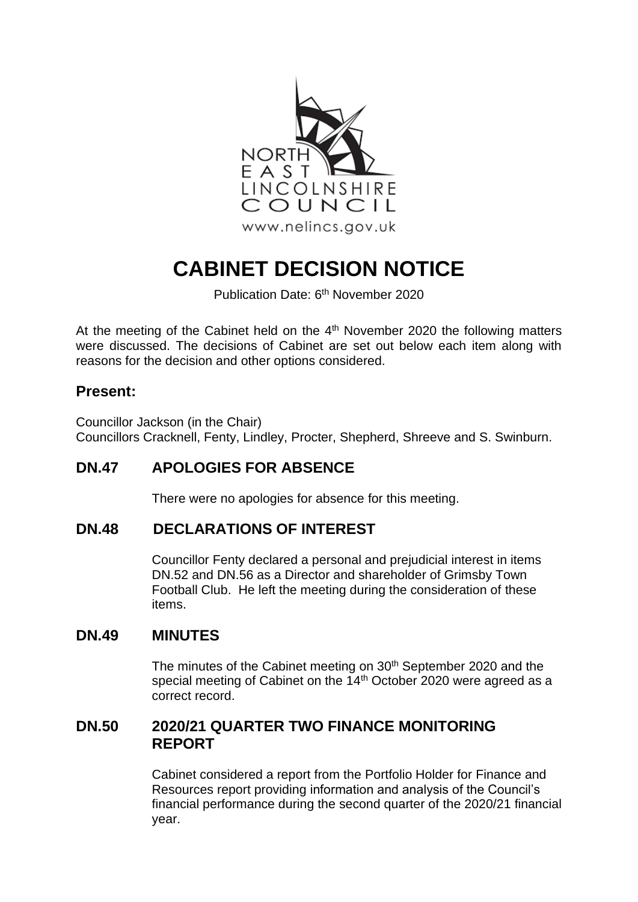NORTH EAST LINCOLNSHIRE COUNCIL
www.nelincs.gov.uk

# CABINET DECISION NOTICE

Publication Date: 6th November 2020

At the meeting of the Cabinet held on the 4th November 2020 the following matters were discussed. The decisions of Cabinet are set out below each item along with reasons for the decision and other options considered.

## Present:

Councillor Jackson (in the Chair)
Councillors Cracknell, Fenty, Lindley, Procter, Shepherd, Shreeve and S. Swinburn.

## DN.47 APOLOGIES FOR ABSENCE

There were no apologies for absence for this meeting.

## DN.48 DECLARATIONS OF INTEREST

Councillor Fenty declared a personal and prejudicial interest in items DN.52 and DN.56 as a Director and shareholder of Grimsby Town Football Club. He left the meeting during the consideration of these items.

## DN.49 MINUTES

The minutes of the Cabinet meeting on 30th September 2020 and the special meeting of Cabinet on the 14th October 2020 were agreed as a correct record.

## DN.50 2020/21 QUARTER TWO FINANCE MONITORING REPORT

Cabinet considered a report from the Portfolio Holder for Finance and Resources report providing information and analysis of the Council's financial performance during the second quarter of the 2020/21 financial year.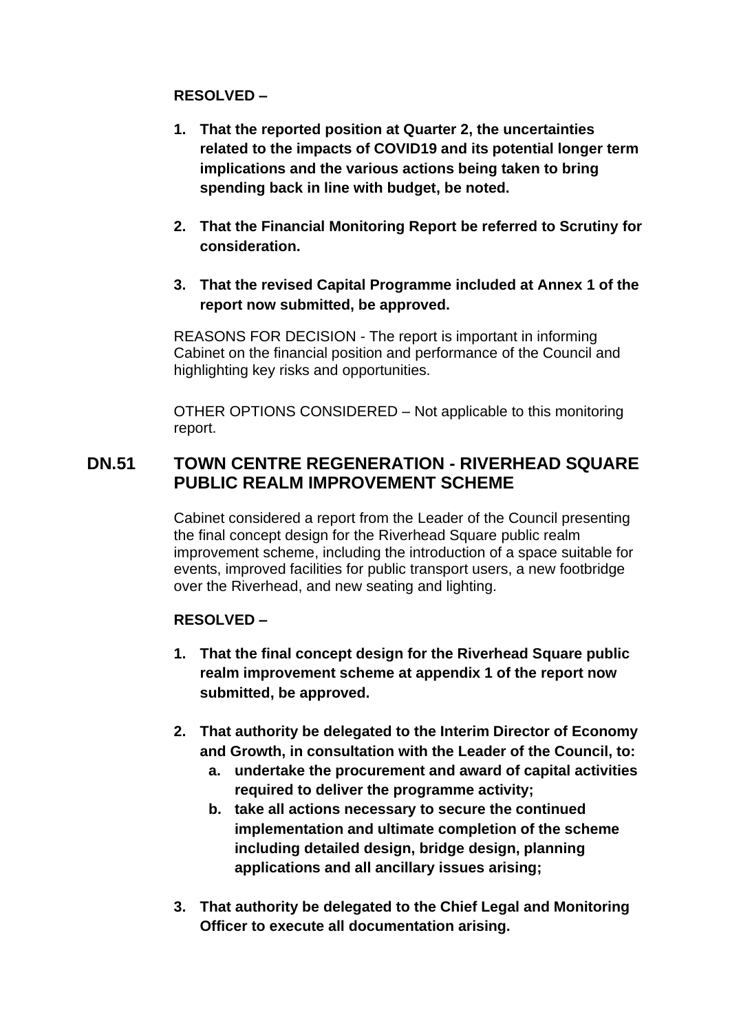**RESOLVED –**

1. **That the reported position at Quarter 2, the uncertainties related to the impacts of COVID19 and its potential longer term implications and the various actions being taken to bring spending back in line with budget, be noted.**

2. **That the Financial Monitoring Report be referred to Scrutiny for consideration.**

3. **That the revised Capital Programme included at Annex 1 of the report now submitted, be approved.**

REASONS FOR DECISION - The report is important in informing Cabinet on the financial position and performance of the Council and highlighting key risks and opportunities.

OTHER OPTIONS CONSIDERED – Not applicable to this monitoring report.

## DN.51 TOWN CENTRE REGENERATION - RIVERHEAD SQUARE PUBLIC REALM IMPROVEMENT SCHEME

Cabinet considered a report from the Leader of the Council presenting the final concept design for the Riverhead Square public realm improvement scheme, including the introduction of a space suitable for events, improved facilities for public transport users, a new footbridge over the Riverhead, and new seating and lighting.

**RESOLVED –**

1. **That the final concept design for the Riverhead Square public realm improvement scheme at appendix 1 of the report now submitted, be approved.**

2. **That authority be delegated to the Interim Director of Economy and Growth, in consultation with the Leader of the Council, to:**
   a. **undertake the procurement and award of capital activities required to deliver the programme activity;**
   b. **take all actions necessary to secure the continued implementation and ultimate completion of the scheme including detailed design, bridge design, planning applications and all ancillary issues arising;**

3. **That authority be delegated to the Chief Legal and Monitoring Officer to execute all documentation arising.**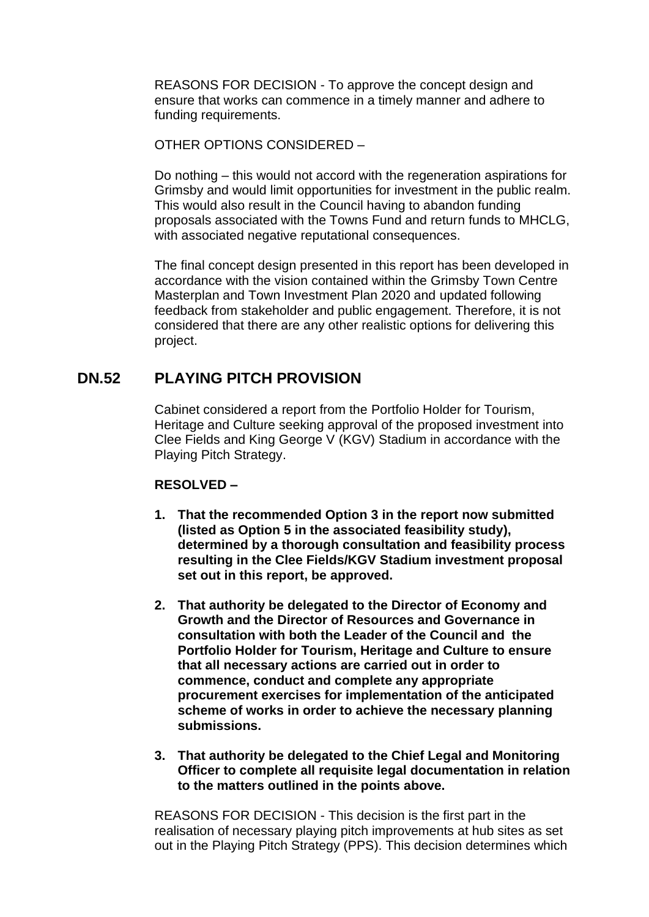REASONS FOR DECISION - To approve the concept design and ensure that works can commence in a timely manner and adhere to funding requirements.

OTHER OPTIONS CONSIDERED –

Do nothing – this would not accord with the regeneration aspirations for Grimsby and would limit opportunities for investment in the public realm. This would also result in the Council having to abandon funding proposals associated with the Towns Fund and return funds to MHCLG, with associated negative reputational consequences.

The final concept design presented in this report has been developed in accordance with the vision contained within the Grimsby Town Centre Masterplan and Town Investment Plan 2020 and updated following feedback from stakeholder and public engagement. Therefore, it is not considered that there are any other realistic options for delivering this project.

## DN.52 PLAYING PITCH PROVISION

Cabinet considered a report from the Portfolio Holder for Tourism, Heritage and Culture seeking approval of the proposed investment into Clee Fields and King George V (KGV) Stadium in accordance with the Playing Pitch Strategy.

**RESOLVED –**

1. **That the recommended Option 3 in the report now submitted (listed as Option 5 in the associated feasibility study), determined by a thorough consultation and feasibility process resulting in the Clee Fields/KGV Stadium investment proposal set out in this report, be approved.**

2. **That authority be delegated to the Director of Economy and Growth and the Director of Resources and Governance in consultation with both the Leader of the Council and the Portfolio Holder for Tourism, Heritage and Culture to ensure that all necessary actions are carried out in order to commence, conduct and complete any appropriate procurement exercises for implementation of the anticipated scheme of works in order to achieve the necessary planning submissions.**

3. **That authority be delegated to the Chief Legal and Monitoring Officer to complete all requisite legal documentation in relation to the matters outlined in the points above.**

REASONS FOR DECISION - This decision is the first part in the realisation of necessary playing pitch improvements at hub sites as set out in the Playing Pitch Strategy (PPS). This decision determines which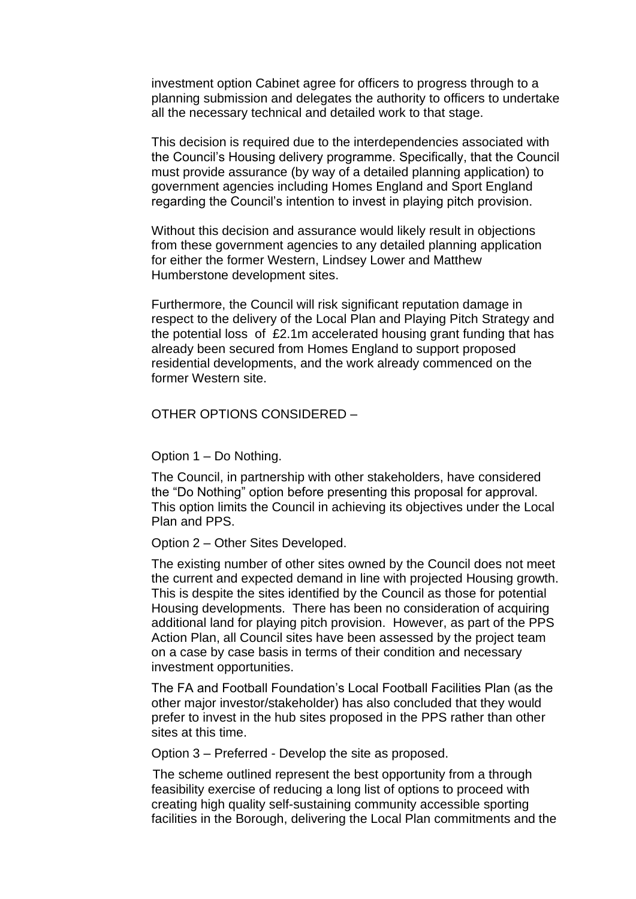investment option Cabinet agree for officers to progress through to a planning submission and delegates the authority to officers to undertake all the necessary technical and detailed work to that stage.

This decision is required due to the interdependencies associated with the Council's Housing delivery programme. Specifically, that the Council must provide assurance (by way of a detailed planning application) to government agencies including Homes England and Sport England regarding the Council's intention to invest in playing pitch provision.

Without this decision and assurance would likely result in objections from these government agencies to any detailed planning application for either the former Western, Lindsey Lower and Matthew Humberstone development sites.

Furthermore, the Council will risk significant reputation damage in respect to the delivery of the Local Plan and Playing Pitch Strategy and the potential loss of £2.1m accelerated housing grant funding that has already been secured from Homes England to support proposed residential developments, and the work already commenced on the former Western site.

OTHER OPTIONS CONSIDERED –

Option 1 – Do Nothing.

The Council, in partnership with other stakeholders, have considered the "Do Nothing" option before presenting this proposal for approval. This option limits the Council in achieving its objectives under the Local Plan and PPS.

Option 2 – Other Sites Developed.

The existing number of other sites owned by the Council does not meet the current and expected demand in line with projected Housing growth. This is despite the sites identified by the Council as those for potential Housing developments. There has been no consideration of acquiring additional land for playing pitch provision. However, as part of the PPS Action Plan, all Council sites have been assessed by the project team on a case by case basis in terms of their condition and necessary investment opportunities.

The FA and Football Foundation's Local Football Facilities Plan (as the other major investor/stakeholder) has also concluded that they would prefer to invest in the hub sites proposed in the PPS rather than other sites at this time.

Option 3 – Preferred - Develop the site as proposed.

The scheme outlined represent the best opportunity from a through feasibility exercise of reducing a long list of options to proceed with creating high quality self-sustaining community accessible sporting facilities in the Borough, delivering the Local Plan commitments and the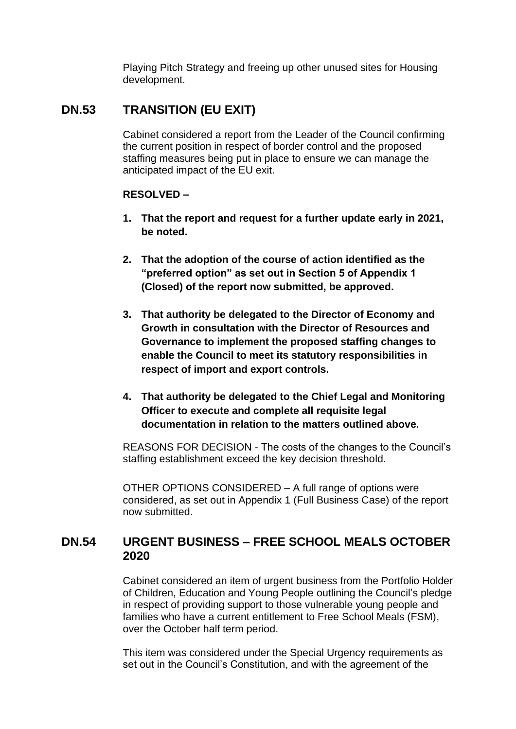Playing Pitch Strategy and freeing up other unused sites for Housing development.

## DN.53 TRANSITION (EU EXIT)

Cabinet considered a report from the Leader of the Council confirming the current position in respect of border control and the proposed staffing measures being put in place to ensure we can manage the anticipated impact of the EU exit.

**RESOLVED –**

1. **That the report and request for a further update early in 2021, be noted.**

2. **That the adoption of the course of action identified as the "preferred option" as set out in Section 5 of Appendix 1 (Closed) of the report now submitted, be approved.**

3. **That authority be delegated to the Director of Economy and Growth in consultation with the Director of Resources and Governance to implement the proposed staffing changes to enable the Council to meet its statutory responsibilities in respect of import and export controls.**

4. **That authority be delegated to the Chief Legal and Monitoring Officer to execute and complete all requisite legal documentation in relation to the matters outlined above.**

REASONS FOR DECISION - The costs of the changes to the Council's staffing establishment exceed the key decision threshold.

OTHER OPTIONS CONSIDERED – A full range of options were considered, as set out in Appendix 1 (Full Business Case) of the report now submitted.

## DN.54 URGENT BUSINESS – FREE SCHOOL MEALS OCTOBER 2020

Cabinet considered an item of urgent business from the Portfolio Holder of Children, Education and Young People outlining the Council's pledge in respect of providing support to those vulnerable young people and families who have a current entitlement to Free School Meals (FSM), over the October half term period.

This item was considered under the Special Urgency requirements as set out in the Council's Constitution, and with the agreement of the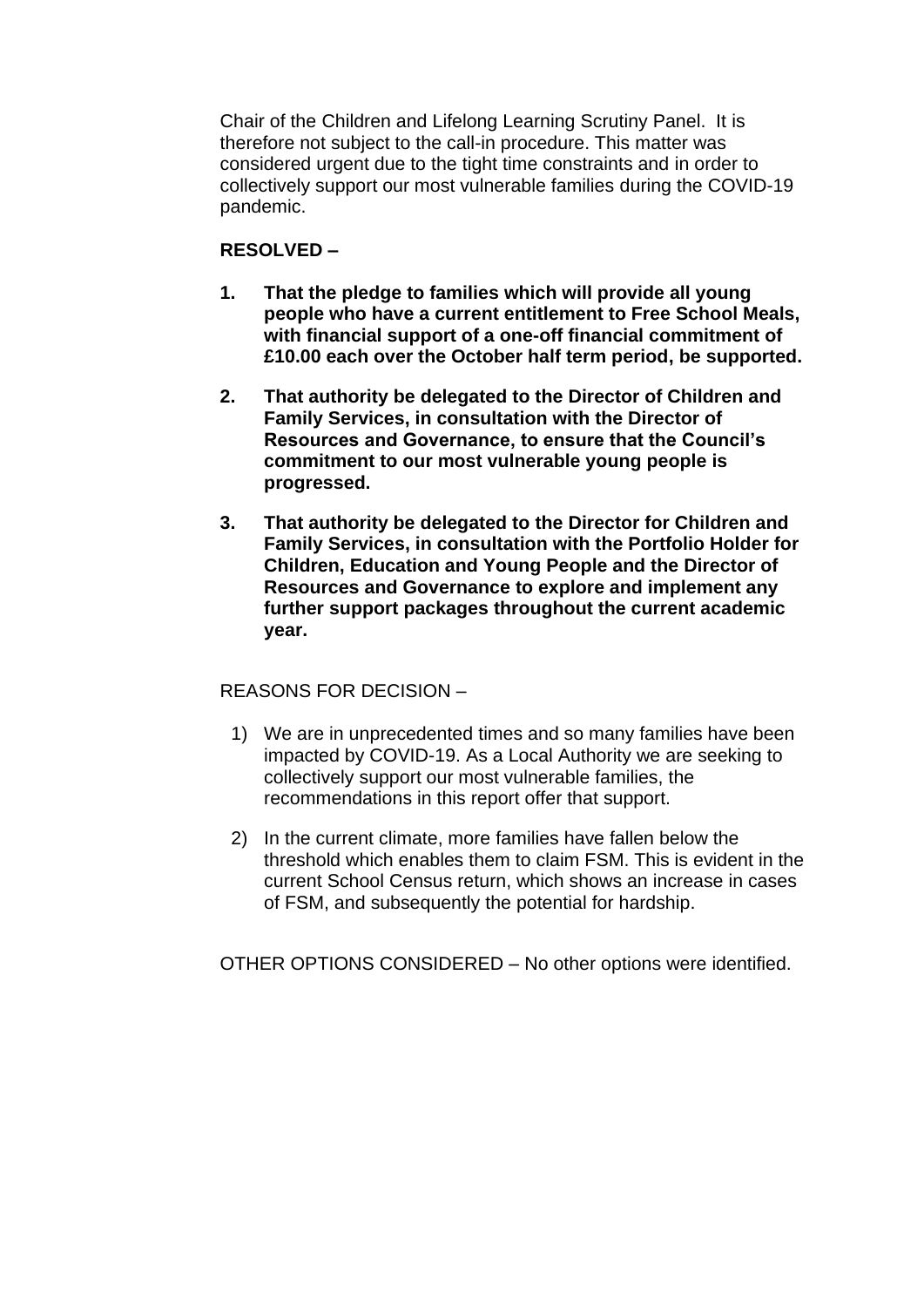Chair of the Children and Lifelong Learning Scrutiny Panel. It is therefore not subject to the call-in procedure. This matter was considered urgent due to the tight time constraints and in order to collectively support our most vulnerable families during the COVID-19 pandemic.

**RESOLVED –**

1. **That the pledge to families which will provide all young people who have a current entitlement to Free School Meals, with financial support of a one-off financial commitment of £10.00 each over the October half term period, be supported.**

2. **That authority be delegated to the Director of Children and Family Services, in consultation with the Director of Resources and Governance, to ensure that the Council's commitment to our most vulnerable young people is progressed.**

3. **That authority be delegated to the Director for Children and Family Services, in consultation with the Portfolio Holder for Children, Education and Young People and the Director of Resources and Governance to explore and implement any further support packages throughout the current academic year.**

REASONS FOR DECISION –

1) We are in unprecedented times and so many families have been impacted by COVID-19. As a Local Authority we are seeking to collectively support our most vulnerable families, the recommendations in this report offer that support.

2) In the current climate, more families have fallen below the threshold which enables them to claim FSM. This is evident in the current School Census return, which shows an increase in cases of FSM, and subsequently the potential for hardship.

OTHER OPTIONS CONSIDERED – No other options were identified.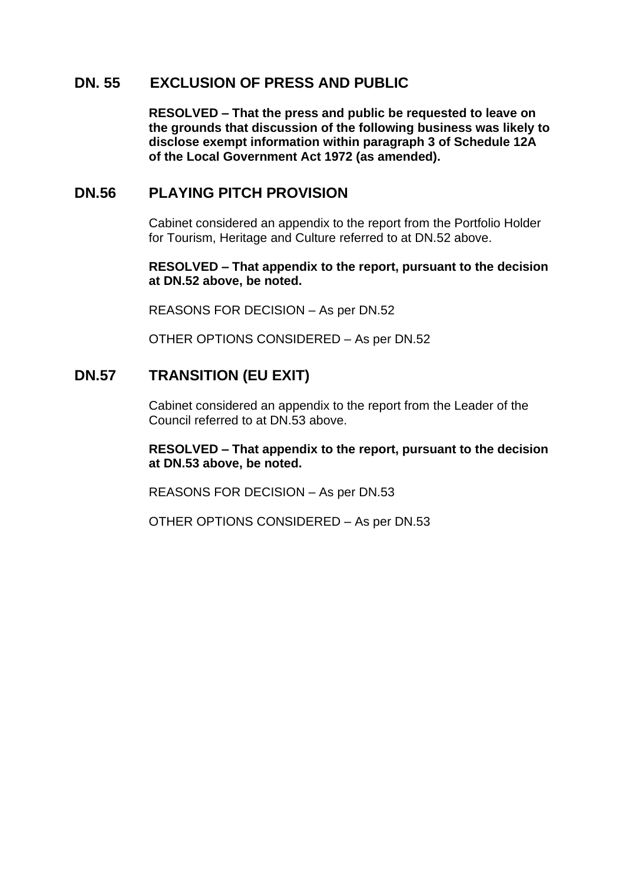## DN. 55 EXCLUSION OF PRESS AND PUBLIC

**RESOLVED – That the press and public be requested to leave on the grounds that discussion of the following business was likely to disclose exempt information within paragraph 3 of Schedule 12A of the Local Government Act 1972 (as amended).**

## DN.56 PLAYING PITCH PROVISION

Cabinet considered an appendix to the report from the Portfolio Holder for Tourism, Heritage and Culture referred to at DN.52 above.

**RESOLVED – That appendix to the report, pursuant to the decision at DN.52 above, be noted.**

REASONS FOR DECISION – As per DN.52

OTHER OPTIONS CONSIDERED – As per DN.52

## DN.57 TRANSITION (EU EXIT)

Cabinet considered an appendix to the report from the Leader of the Council referred to at DN.53 above.

**RESOLVED – That appendix to the report, pursuant to the decision at DN.53 above, be noted.**

REASONS FOR DECISION – As per DN.53

OTHER OPTIONS CONSIDERED – As per DN.53